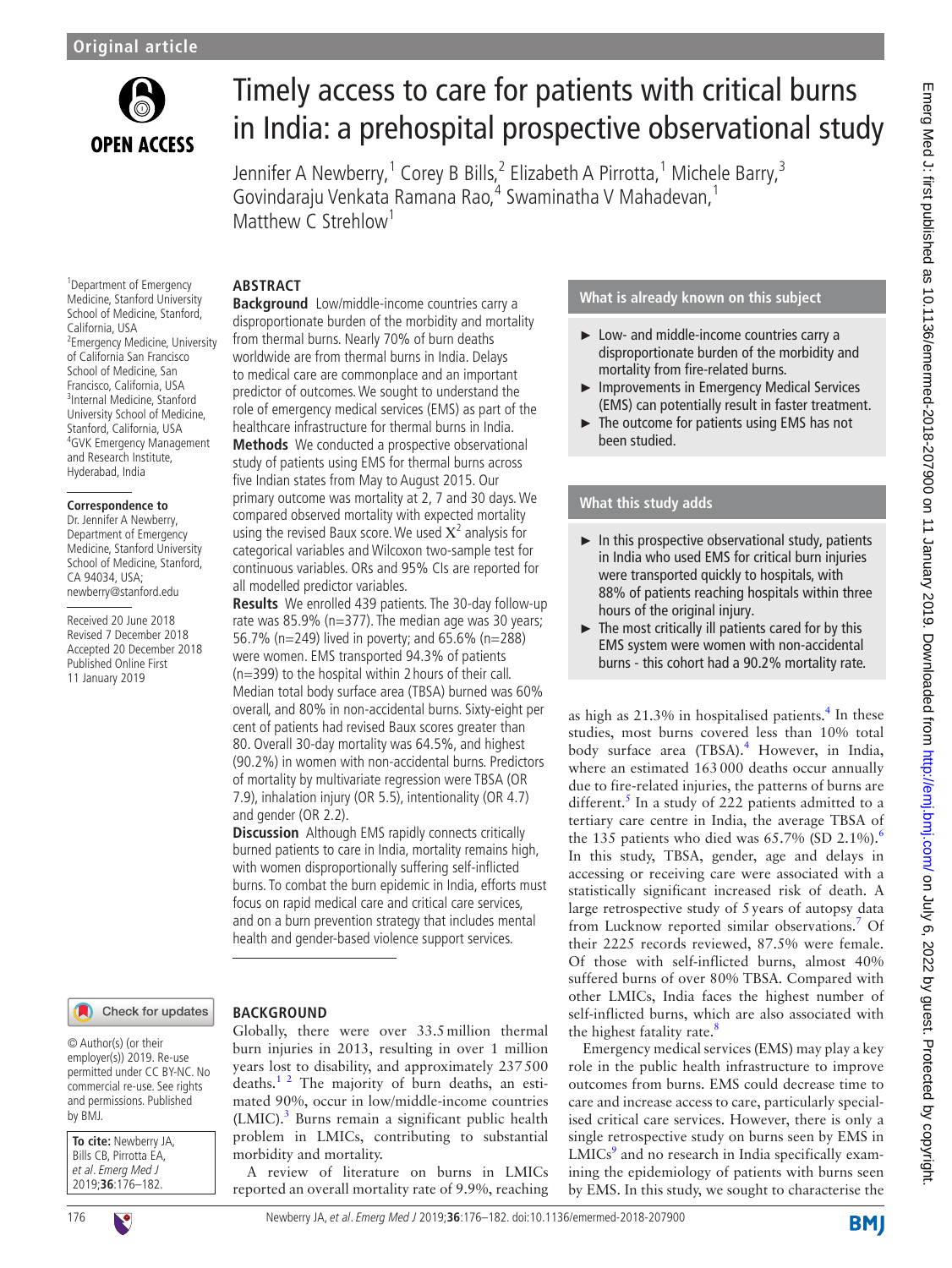Original article

# Timely access to care for patients with critical burns in India: a prehospital prospective observational study

Jennifer A Newberry,[1] Corey B Bills,[2] Elizabeth A Pirrotta,[1] Michele Barry,[3] Govindaraju Venkata Ramana Rao,[4] Swaminatha V Mahadevan,[1] Matthew C Strehlow[1]

[1]Department of Emergency Medicine, Stanford University School of Medicine, Stanford, California, USA
[2]Emergency Medicine, University of California San Francisco School of Medicine, San Francisco, California, USA
[3]Internal Medicine, Stanford University School of Medicine, Stanford, California, USA
[4]GVK Emergency Management and Research Institute, Hyderabad, India

**Correspondence to**
Dr. Jennifer A Newberry, Department of Emergency Medicine, Stanford University School of Medicine, Stanford, CA 94034, USA; newberry@stanford.edu

Received 20 June 2018
Revised 7 December 2018
Accepted 20 December 2018
Published Online First 11 January 2019

## ABSTRACT

**Background** Low/middle-income countries carry a disproportionate burden of the morbidity and mortality from thermal burns. Nearly 70% of burn deaths worldwide are from thermal burns in India. Delays to medical care are commonplace and an important predictor of outcomes. We sought to understand the role of emergency medical services (EMS) as part of the healthcare infrastructure for thermal burns in India.

**Methods** We conducted a prospective observational study of patients using EMS for thermal burns across five Indian states from May to August 2015. Our primary outcome was mortality at 2, 7 and 30 days. We compared observed mortality with expected mortality using the revised Baux score. We used $X^2$ analysis for categorical variables and Wilcoxon two-sample test for continuous variables. ORs and 95% CIs are reported for all modelled predictor variables.

**Results** We enrolled 439 patients. The 30-day follow-up rate was 85.9% (n=377). The median age was 30 years; 56.7% (n=249) lived in poverty; and 65.6% (n=288) were women. EMS transported 94.3% of patients (n=399) to the hospital within 2 hours of their call. Median total body surface area (TBSA) burned was 60% overall, and 80% in non-accidental burns. Sixty-eight per cent of patients had revised Baux scores greater than 80. Overall 30-day mortality was 64.5%, and highest (90.2%) in women with non-accidental burns. Predictors of mortality by multivariate regression were TBSA (OR 7.9), inhalation injury (OR 5.5), intentionality (OR 4.7) and gender (OR 2.2).

**Discussion** Although EMS rapidly connects critically burned patients to care in India, mortality remains high, with women disproportionally suffering self-inflicted burns. To combat the burn epidemic in India, efforts must focus on rapid medical care and critical care services, and on a burn prevention strategy that includes mental health and gender-based violence support services.

### What is already known on this subject

- Low- and middle-income countries carry a disproportionate burden of the morbidity and mortality from fire-related burns.
- Improvements in Emergency Medical Services (EMS) can potentially result in faster treatment.
- The outcome for patients using EMS has not been studied.

### What this study adds

- In this prospective observational study, patients in India who used EMS for critical burn injuries were transported quickly to hospitals, with 88% of patients reaching hospitals within three hours of the original injury.
- The most critically ill patients cared for by this EMS system were women with non-accidental burns - this cohort had a 90.2% mortality rate.

## BACKGROUND

Globally, there were over 33.5 million thermal burn injuries in 2013, resulting in over 1 million years lost to disability, and approximately 237 500 deaths.[1 2] The majority of burn deaths, an estimated 90%, occur in low/middle-income countries (LMIC).[3] Burns remain a significant public health problem in LMICs, contributing to substantial morbidity and mortality.

A review of literature on burns in LMICs reported an overall mortality rate of 9.9%, reaching as high as 21.3% in hospitalised patients.[4] In these studies, most burns covered less than 10% total body surface area (TBSA).[4] However, in India, where an estimated 163 000 deaths occur annually due to fire-related injuries, the patterns of burns are different.[5] In a study of 222 patients admitted to a tertiary care centre in India, the average TBSA of the 135 patients who died was 65.7% (SD 2.1%).[6] In this study, TBSA, gender, age and delays in accessing or receiving care were associated with a statistically significant increased risk of death. A large retrospective study of 5 years of autopsy data from Lucknow reported similar observations.[7] Of their 2225 records reviewed, 87.5% were female. Of those with self-inflicted burns, almost 40% suffered burns of over 80% TBSA. Compared with other LMICs, India faces the highest number of self-inflicted burns, which are also associated with the highest fatality rate.[8]

Emergency medical services (EMS) may play a key role in the public health infrastructure to improve outcomes from burns. EMS could decrease time to care and increase access to care, particularly specialised critical care services. However, there is only a single retrospective study on burns seen by EMS in LMICs[9] and no research in India specifically examining the epidemiology of patients with burns seen by EMS. In this study, we sought to characterise the

© Author(s) (or their employer(s)) 2019. Re-use permitted under CC BY-NC. No commercial re-use. See rights and permissions. Published by BMJ.

**To cite:** Newberry JA, Bills CB, Pirrotta EA, et al. *Emerg Med J* 2019;**36**:176–182.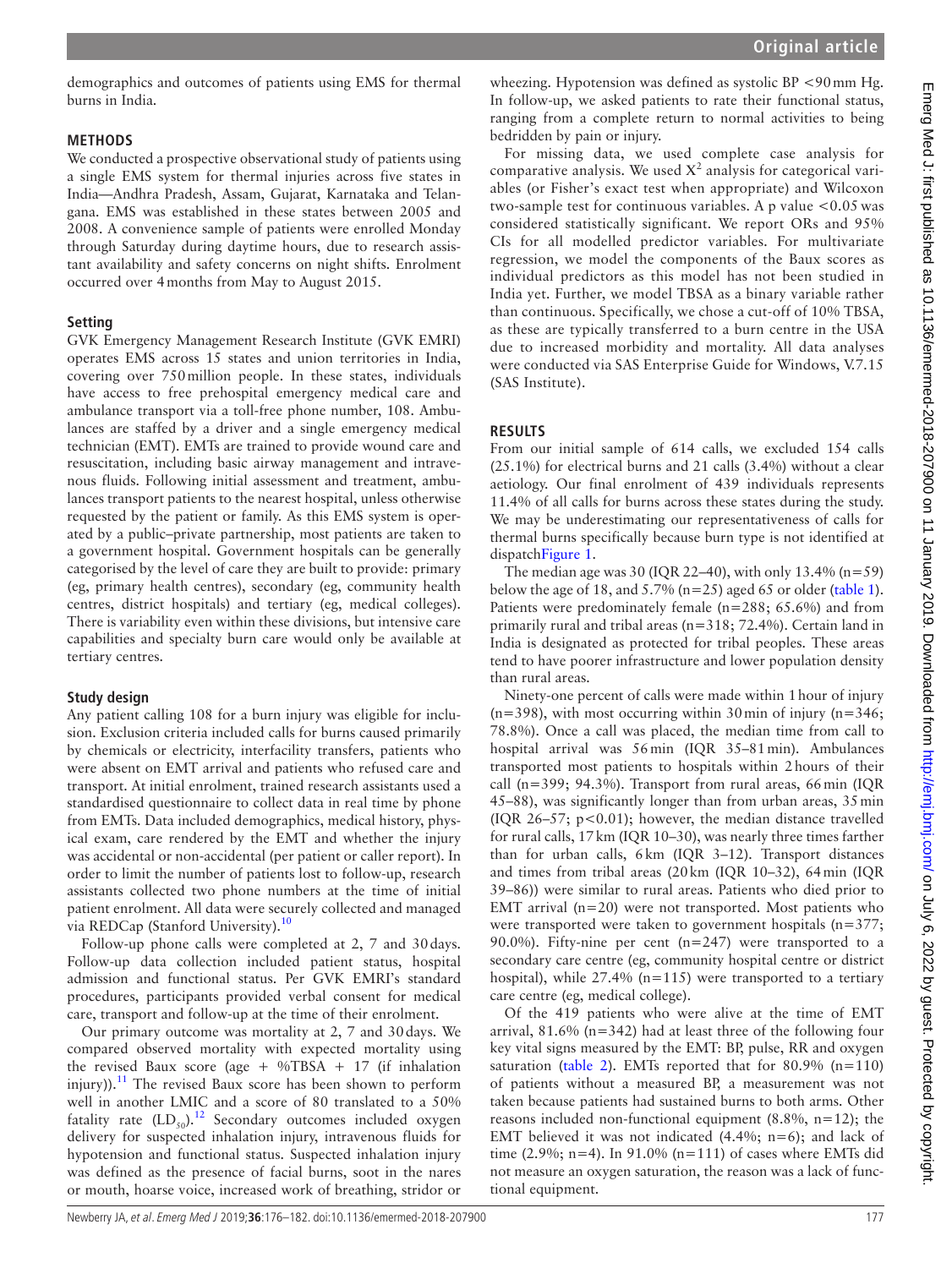demographics and outcomes of patients using EMS for thermal burns in India.

## METHODS

We conducted a prospective observational study of patients using a single EMS system for thermal injuries across five states in India—Andhra Pradesh, Assam, Gujarat, Karnataka and Telangana. EMS was established in these states between 2005 and 2008. A convenience sample of patients were enrolled Monday through Saturday during daytime hours, due to research assistant availability and safety concerns on night shifts. Enrolment occurred over 4 months from May to August 2015.

### Setting

GVK Emergency Management Research Institute (GVK EMRI) operates EMS across 15 states and union territories in India, covering over 750 million people. In these states, individuals have access to free prehospital emergency medical care and ambulance transport via a toll-free phone number, 108. Ambulances are staffed by a driver and a single emergency medical technician (EMT). EMTs are trained to provide wound care and resuscitation, including basic airway management and intravenous fluids. Following initial assessment and treatment, ambulances transport patients to the nearest hospital, unless otherwise requested by the patient or family. As this EMS system is operated by a public–private partnership, most patients are taken to a government hospital. Government hospitals can be generally categorised by the level of care they are built to provide: primary (eg, primary health centres), secondary (eg, community health centres, district hospitals) and tertiary (eg, medical colleges). There is variability even within these divisions, but intensive care capabilities and specialty burn care would only be available at tertiary centres.

### Study design

Any patient calling 108 for a burn injury was eligible for inclusion. Exclusion criteria included calls for burns caused primarily by chemicals or electricity, interfacility transfers, patients who were absent on EMT arrival and patients who refused care and transport. At initial enrolment, trained research assistants used a standardised questionnaire to collect data in real time by phone from EMTs. Data included demographics, medical history, physical exam, care rendered by the EMT and whether the injury was accidental or non-accidental (per patient or caller report). In order to limit the number of patients lost to follow-up, research assistants collected two phone numbers at the time of initial patient enrolment. All data were securely collected and managed via REDCap (Stanford University).[10]

Follow-up phone calls were completed at 2, 7 and 30 days. Follow-up data collection included patient status, hospital admission and functional status. Per GVK EMRI's standard procedures, participants provided verbal consent for medical care, transport and follow-up at the time of their enrolment.

Our primary outcome was mortality at 2, 7 and 30 days. We compared observed mortality with expected mortality using the revised Baux score (age + %TBSA + 17 (if inhalation injury)).[11] The revised Baux score has been shown to perform well in another LMIC and a score of 80 translated to a 50% fatality rate ($LD_{50}$).[12] Secondary outcomes included oxygen delivery for suspected inhalation injury, intravenous fluids for hypotension and functional status. Suspected inhalation injury was defined as the presence of facial burns, soot in the nares or mouth, hoarse voice, increased work of breathing, stridor or wheezing. Hypotension was defined as systolic BP <90 mm Hg. In follow-up, we asked patients to rate their functional status, ranging from a complete return to normal activities to being bedridden by pain or injury.

For missing data, we used complete case analysis for comparative analysis. We used $X^2$ analysis for categorical variables (or Fisher's exact test when appropriate) and Wilcoxon two-sample test for continuous variables. A p value <0.05 was considered statistically significant. We report ORs and 95% CIs for all modelled predictor variables. For multivariate regression, we model the components of the Baux scores as individual predictors as this model has not been studied in India yet. Further, we model TBSA as a binary variable rather than continuous. Specifically, we chose a cut-off of 10% TBSA, as these are typically transferred to a burn centre in the USA due to increased morbidity and mortality. All data analyses were conducted via SAS Enterprise Guide for Windows, V.7.15 (SAS Institute).

## RESULTS

From our initial sample of 614 calls, we excluded 154 calls (25.1%) for electrical burns and 21 calls (3.4%) without a clear aetiology. Our final enrolment of 439 individuals represents 11.4% of all calls for burns across these states during the study. We may be underestimating our representativeness of calls for thermal burns specifically because burn type is not identified at dispatchFigure 1.

The median age was 30 (IQR 22–40), with only 13.4% (n=59) below the age of 18, and 5.7% (n=25) aged 65 or older (table 1). Patients were predominately female (n=288; 65.6%) and from primarily rural and tribal areas (n=318; 72.4%). Certain land in India is designated as protected for tribal peoples. These areas tend to have poorer infrastructure and lower population density than rural areas.

Ninety-one percent of calls were made within 1 hour of injury (n=398), with most occurring within 30 min of injury (n=346; 78.8%). Once a call was placed, the median time from call to hospital arrival was 56 min (IQR 35–81 min). Ambulances transported most patients to hospitals within 2 hours of their call (n=399; 94.3%). Transport from rural areas, 66 min (IQR 45–88), was significantly longer than from urban areas, 35 min (IQR 26–57; p<0.01); however, the median distance travelled for rural calls, 17 km (IQR 10–30), was nearly three times farther than for urban calls, 6 km (IQR 3–12). Transport distances and times from tribal areas (20 km (IQR 10–32), 64 min (IQR 39–86)) were similar to rural areas. Patients who died prior to EMT arrival (n=20) were not transported. Most patients who were transported were taken to government hospitals (n=377; 90.0%). Fifty-nine per cent (n=247) were transported to a secondary care centre (eg, community hospital centre or district hospital), while 27.4% (n=115) were transported to a tertiary care centre (eg, medical college).

Of the 419 patients who were alive at the time of EMT arrival, 81.6% (n=342) had at least three of the following four key vital signs measured by the EMT: BP, pulse, RR and oxygen saturation (table 2). EMTs reported that for 80.9% (n=110) of patients without a measured BP, a measurement was not taken because patients had sustained burns to both arms. Other reasons included non-functional equipment (8.8%, n=12); the EMT believed it was not indicated (4.4%; n=6); and lack of time (2.9%; n=4). In 91.0% (n=111) of cases where EMTs did not measure an oxygen saturation, the reason was a lack of functional equipment.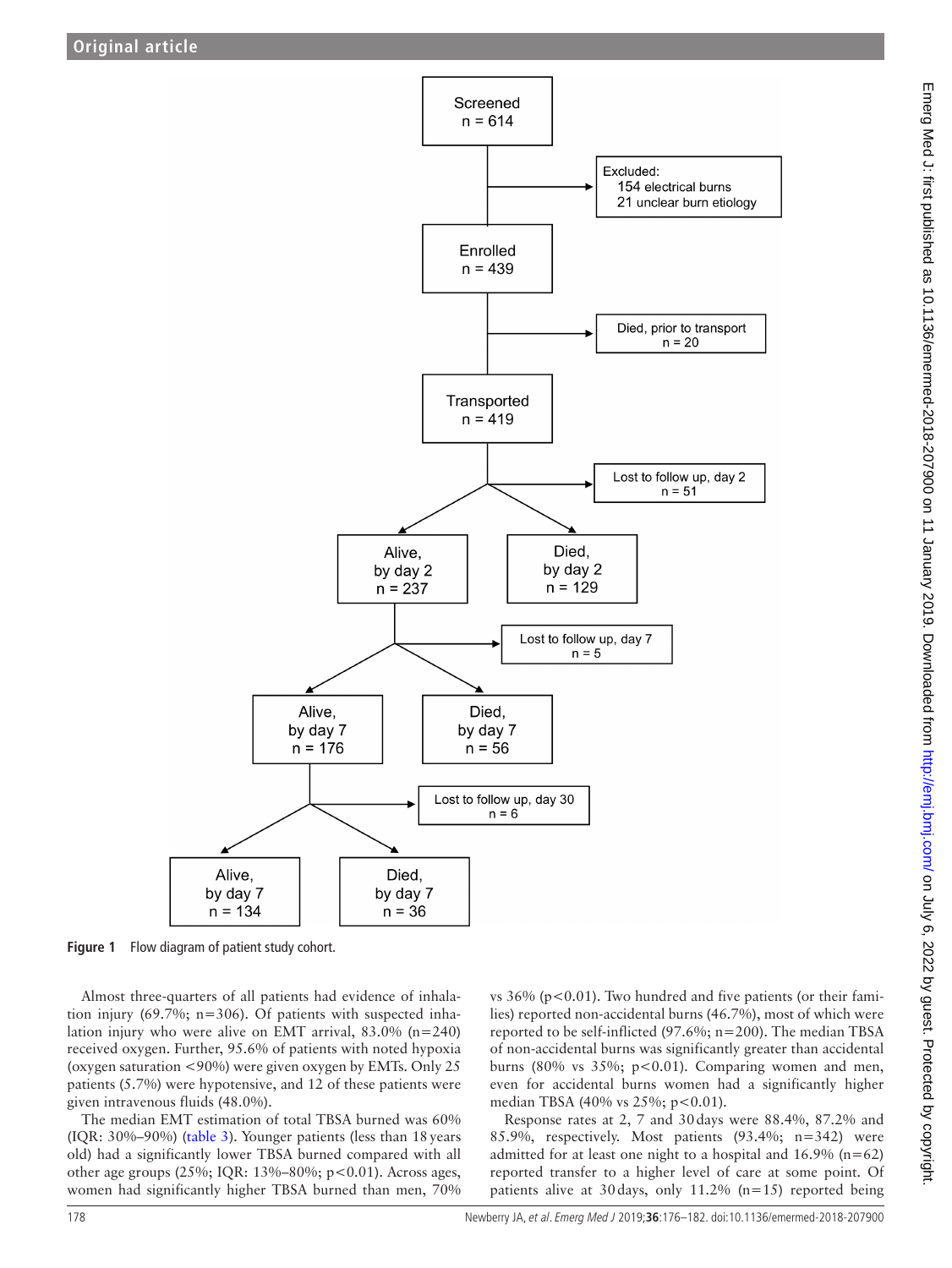Screened
n = 614

Excluded:
154 electrical burns
21 unclear burn etiology

Enrolled
n = 439

Died, prior to transport
n = 20

Transported
n = 419

Lost to follow up, day 2
n = 51

Alive,
by day 2
n = 237

Died,
by day 2
n = 129

Lost to follow up, day 7
n = 5

Alive,
by day 7
n = 176

Died,
by day 7
n = 56

Lost to follow up, day 30
n = 6

Alive,
by day 7
n = 134

Died,
by day 7
n = 36

**Figure 1** Flow diagram of patient study cohort.

Almost three-quarters of all patients had evidence of inhalation injury (69.7%; n=306). Of patients with suspected inhalation injury who were alive on EMT arrival, 83.0% (n=240) received oxygen. Further, 95.6% of patients with noted hypoxia (oxygen saturation <90%) were given oxygen by EMTs. Only 25 patients (5.7%) were hypotensive, and 12 of these patients were given intravenous fluids (48.0%).

The median EMT estimation of total TBSA burned was 60% (IQR: 30%–90%) (table 3). Younger patients (less than 18 years old) had a significantly lower TBSA burned compared with all other age groups (25%; IQR: 13%–80%; p<0.01). Across ages, women had significantly higher TBSA burned than men, 70% vs 36% (p<0.01). Two hundred and five patients (or their families) reported non-accidental burns (46.7%), most of which were reported to be self-inflicted (97.6%; n=200). The median TBSA of non-accidental burns was significantly greater than accidental burns (80% vs 35%; p<0.01). Comparing women and men, even for accidental burns women had a significantly higher median TBSA (40% vs 25%; p<0.01).

Response rates at 2, 7 and 30 days were 88.4%, 87.2% and 85.9%, respectively. Most patients (93.4%; n=342) were admitted for at least one night to a hospital and 16.9% (n=62) reported transfer to a higher level of care at some point. Of patients alive at 30 days, only 11.2% (n=15) reported being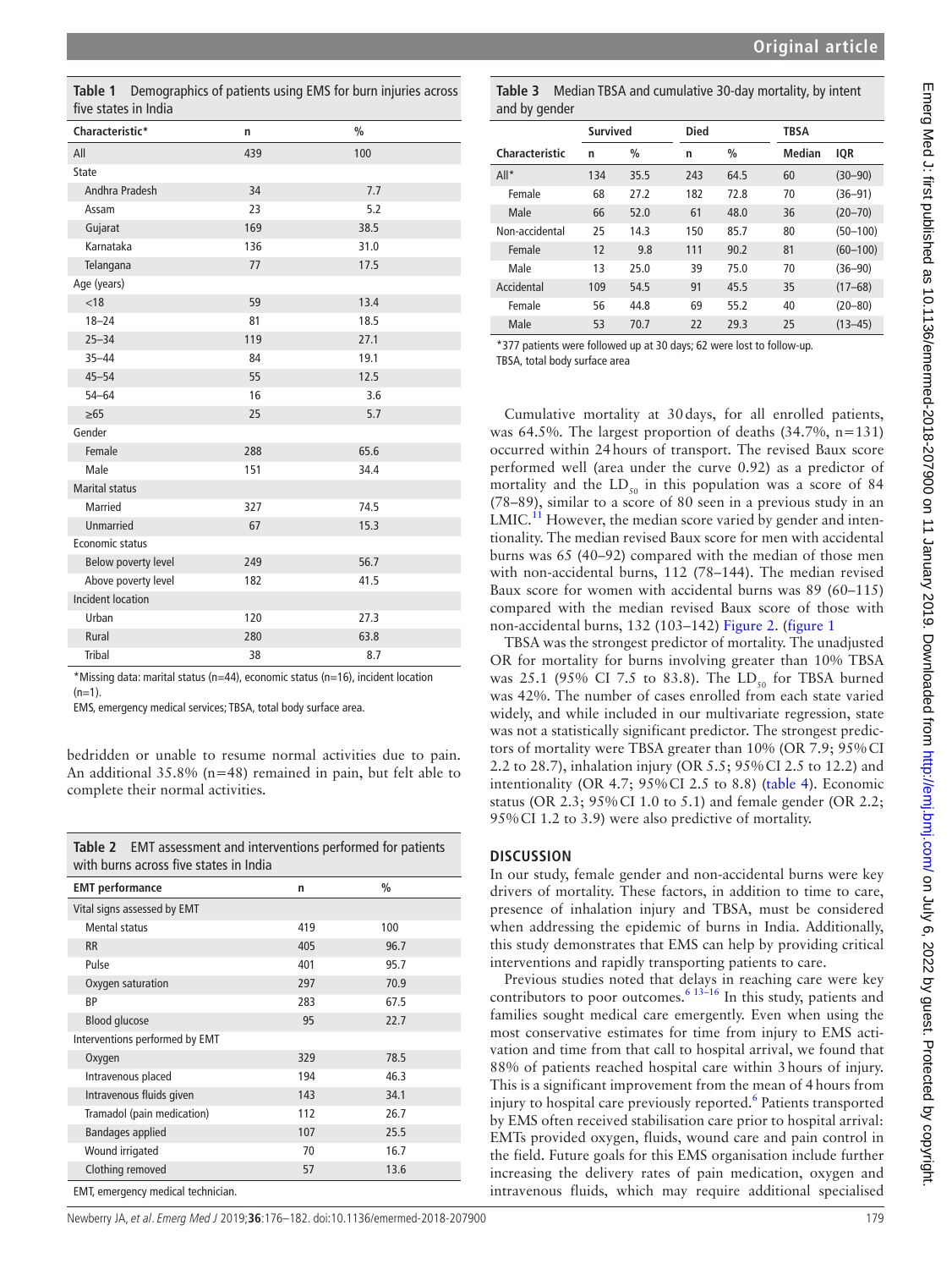**Table 1** Demographics of patients using EMS for burn injuries across five states in India

| Characteristic* | n | % |
|---|---|---|
| All | 439 | 100 |
| State | | |
| Andhra Pradesh | 34 | 7.7 |
| Assam | 23 | 5.2 |
| Gujarat | 169 | 38.5 |
| Karnataka | 136 | 31.0 |
| Telangana | 77 | 17.5 |
| Age (years) | | |
| <18 | 59 | 13.4 |
| 18–24 | 81 | 18.5 |
| 25–34 | 119 | 27.1 |
| 35–44 | 84 | 19.1 |
| 45–54 | 55 | 12.5 |
| 54–64 | 16 | 3.6 |
| ≥65 | 25 | 5.7 |
| Gender | | |
| Female | 288 | 65.6 |
| Male | 151 | 34.4 |
| Marital status | | |
| Married | 327 | 74.5 |
| Unmarried | 67 | 15.3 |
| Economic status | | |
| Below poverty level | 249 | 56.7 |
| Above poverty level | 182 | 41.5 |
| Incident location | | |
| Urban | 120 | 27.3 |
| Rural | 280 | 63.8 |
| Tribal | 38 | 8.7 |

*Missing data: marital status (n=44), economic status (n=16), incident location (n=1).

EMS, emergency medical services; TBSA, total body surface area.

bedridden or unable to resume normal activities due to pain. An additional 35.8% (n=48) remained in pain, but felt able to complete their normal activities.

**Table 2** EMT assessment and interventions performed for patients with burns across five states in India

| EMT performance | n | % |
|---|---|---|
| Vital signs assessed by EMT | | |
| Mental status | 419 | 100 |
| RR | 405 | 96.7 |
| Pulse | 401 | 95.7 |
| Oxygen saturation | 297 | 70.9 |
| BP | 283 | 67.5 |
| Blood glucose | 95 | 22.7 |
| Interventions performed by EMT | | |
| Oxygen | 329 | 78.5 |
| Intravenous placed | 194 | 46.3 |
| Intravenous fluids given | 143 | 34.1 |
| Tramadol (pain medication) | 112 | 26.7 |
| Bandages applied | 107 | 25.5 |
| Wound irrigated | 70 | 16.7 |
| Clothing removed | 57 | 13.6 |

EMT, emergency medical technician.

**Table 3** Median TBSA and cumulative 30-day mortality, by intent and by gender

| | Survived | | Died | | TBSA | |
|---|---|---|---|---|---|---|
| Characteristic | n | % | n | % | Median | IQR |
| All* | 134 | 35.5 | 243 | 64.5 | 60 | (30–90) |
| Female | 68 | 27.2 | 182 | 72.8 | 70 | (36–91) |
| Male | 66 | 52.0 | 61 | 48.0 | 36 | (20–70) |
| Non-accidental | 25 | 14.3 | 150 | 85.7 | 80 | (50–100) |
| Female | 12 | 9.8 | 111 | 90.2 | 81 | (60–100) |
| Male | 13 | 25.0 | 39 | 75.0 | 70 | (36–90) |
| Accidental | 109 | 54.5 | 91 | 45.5 | 35 | (17–68) |
| Female | 56 | 44.8 | 69 | 55.2 | 40 | (20–80) |
| Male | 53 | 70.7 | 22 | 29.3 | 25 | (13–45) |

*377 patients were followed up at 30 days; 62 were lost to follow-up.

TBSA, total body surface area

Cumulative mortality at 30 days, for all enrolled patients, was 64.5%. The largest proportion of deaths (34.7%, n=131) occurred within 24 hours of transport. The revised Baux score performed well (area under the curve 0.92) as a predictor of mortality and the $LD_{50}$ in this population was a score of 84 (78–89), similar to a score of 80 seen in a previous study in an LMIC.[11] However, the median score varied by gender and intentionality. The median revised Baux score for men with accidental burns was 65 (40–92) compared with the median of those men with non-accidental burns, 112 (78–144). The median revised Baux score for women with accidental burns was 89 (60–115) compared with the median revised Baux score of those with non-accidental burns, 132 (103–142) Figure 2. (figure 1

TBSA was the strongest predictor of mortality. The unadjusted OR for mortality for burns involving greater than 10% TBSA was 25.1 (95% CI 7.5 to 83.8). The $LD_{50}$ for TBSA burned was 42%. The number of cases enrolled from each state varied widely, and while included in our multivariate regression, state was not a statistically significant predictor. The strongest predictors of mortality were TBSA greater than 10% (OR 7.9; 95% CI 2.2 to 28.7), inhalation injury (OR 5.5; 95% CI 2.5 to 12.2) and intentionality (OR 4.7; 95% CI 2.5 to 8.8) (table 4). Economic status (OR 2.3; 95% CI 1.0 to 5.1) and female gender (OR 2.2; 95% CI 1.2 to 3.9) were also predictive of mortality.

## DISCUSSION

In our study, female gender and non-accidental burns were key drivers of mortality. These factors, in addition to time to care, presence of inhalation injury and TBSA, must be considered when addressing the epidemic of burns in India. Additionally, this study demonstrates that EMS can help by providing critical interventions and rapidly transporting patients to care.

Previous studies noted that delays in reaching care were key contributors to poor outcomes.[6 13–16] In this study, patients and families sought medical care emergently. Even when using the most conservative estimates for time from injury to EMS activation and time from that call to hospital arrival, we found that 88% of patients reached hospital care within 3 hours of injury. This is a significant improvement from the mean of 4 hours from injury to hospital care previously reported.[6] Patients transported by EMS often received stabilisation care prior to hospital arrival: EMTs provided oxygen, fluids, wound care and pain control in the field. Future goals for this EMS organisation include further increasing the delivery rates of pain medication, oxygen and intravenous fluids, which may require additional specialised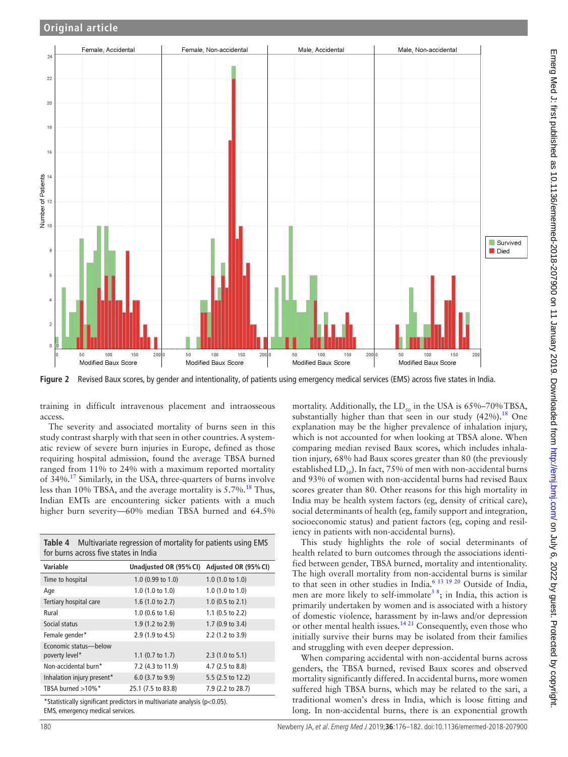Female, Accidental

Female, Non-accidental

Male, Accidental

Male, Non-accidental

Number of Patients

0 2 4 6 8 10 12 14 16 18 20 22 24

0 50 100 150 200

Modified Baux Score

Survived

Died

**Figure 2** Revised Baux scores, by gender and intentionality, of patients using emergency medical services (EMS) across five states in India.

training in difficult intravenous placement and intraosseous access.

The severity and associated mortality of burns seen in this study contrast sharply with that seen in other countries. A systematic review of severe burn injuries in Europe, defined as those requiring hospital admission, found the average TBSA burned ranged from 11% to 24% with a maximum reported mortality of 34%.[17] Similarly, in the USA, three-quarters of burns involve less than 10% TBSA, and the average mortality is 5.7%.[18] Thus, Indian EMTs are encountering sicker patients with a much higher burn severity—60% median TBSA burned and 64.5% mortality. Additionally, the $LD_{50}$ in the USA is 65%–70% TBSA, substantially higher than that seen in our study (42%).[18] One explanation may be the higher prevalence of inhalation injury, which is not accounted for when looking at TBSA alone. When comparing median revised Baux scores, which includes inhalation injury, 68% had Baux scores greater than 80 (the previously established $LD_{50}$). In fact, 75% of men with non-accidental burns and 93% of women with non-accidental burns had revised Baux scores greater than 80. Other reasons for this high mortality in India may be health system factors (eg, density of critical care), social determinants of health (eg, family support and integration, socioeconomic status) and patient factors (eg, coping and resiliency in patients with non-accidental burns).

**Table 4** Multivariate regression of mortality for patients using EMS for burns across five states in India

| Variable | Unadjusted OR (95% CI) | Adjusted OR (95% CI) |
|---|---|---|
| Time to hospital | 1.0 (0.99 to 1.0) | 1.0 (1.0 to 1.0) |
| Age | 1.0 (1.0 to 1.0) | 1.0 (1.0 to 1.0) |
| Tertiary hospital care | 1.6 (1.0 to 2.7) | 1.0 (0.5 to 2.1) |
| Rural | 1.0 (0.6 to 1.6) | 1.1 (0.5 to 2.2) |
| Social status | 1.9 (1.2 to 2.9) | 1.7 (0.9 to 3.4) |
| Female gender* | 2.9 (1.9 to 4.5) | 2.2 (1.2 to 3.9) |
| Economic status—below poverty level* | 1.1 (0.7 to 1.7) | 2.3 (1.0 to 5.1) |
| Non-accidental burn* | 7.2 (4.3 to 11.9) | 4.7 (2.5 to 8.8) |
| Inhalation injury present* | 6.0 (3.7 to 9.9) | 5.5 (2.5 to 12.2) |
| TBSA burned >10%* | 25.1 (7.5 to 83.8) | 7.9 (2.2 to 28.7) |

*Statistically significant predictors in multivariate analysis (p<0.05).
EMS, emergency medical services.

This study highlights the role of social determinants of health related to burn outcomes through the associations identified between gender, TBSA burned, mortality and intentionality. The high overall mortality from non-accidental burns is similar to that seen in other studies in India.[6 13 19 20] Outside of India, men are more likely to self-immolate[3 8]; in India, this action is primarily undertaken by women and is associated with a history of domestic violence, harassment by in-laws and/or depression or other mental health issues.[14 21] Consequently, even those who initially survive their burns may be isolated from their families and struggling with even deeper depression.

When comparing accidental with non-accidental burns across genders, the TBSA burned, revised Baux scores and observed mortality significantly differed. In accidental burns, more women suffered high TBSA burns, which may be related to the sari, a traditional women's dress in India, which is loose fitting and long. In non-accidental burns, there is an exponential growth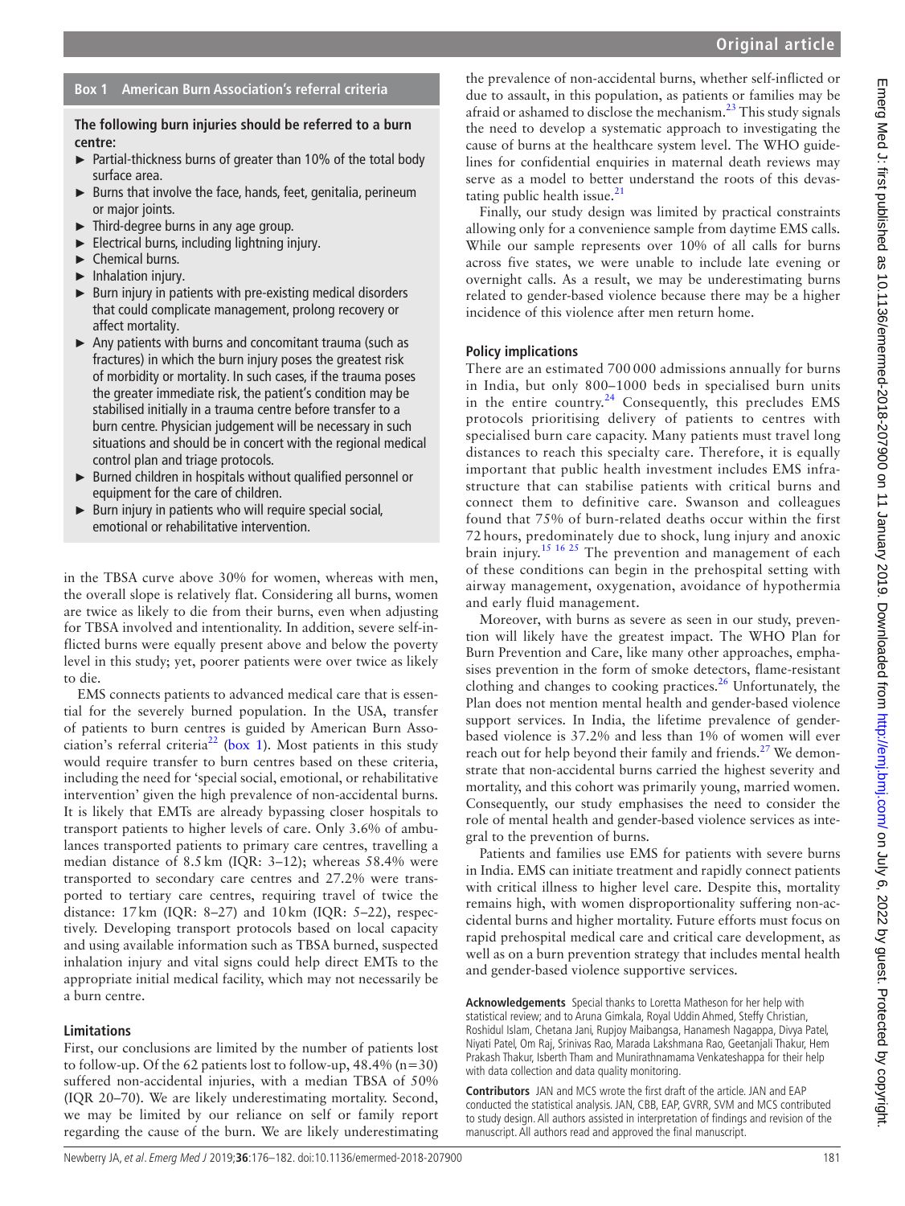**Box 1 American Burn Association's referral criteria**

**The following burn injuries should be referred to a burn centre:**

- Partial-thickness burns of greater than 10% of the total body surface area.
- Burns that involve the face, hands, feet, genitalia, perineum or major joints.
- Third-degree burns in any age group.
- Electrical burns, including lightning injury.
- Chemical burns.
- Inhalation injury.
- Burn injury in patients with pre-existing medical disorders that could complicate management, prolong recovery or affect mortality.
- Any patients with burns and concomitant trauma (such as fractures) in which the burn injury poses the greatest risk of morbidity or mortality. In such cases, if the trauma poses the greater immediate risk, the patient's condition may be stabilised initially in a trauma centre before transfer to a burn centre. Physician judgement will be necessary in such situations and should be in concert with the regional medical control plan and triage protocols.
- Burned children in hospitals without qualified personnel or equipment for the care of children.
- Burn injury in patients who will require special social, emotional or rehabilitative intervention.

in the TBSA curve above 30% for women, whereas with men, the overall slope is relatively flat. Considering all burns, women are twice as likely to die from their burns, even when adjusting for TBSA involved and intentionality. In addition, severe self-inflicted burns were equally present above and below the poverty level in this study; yet, poorer patients were over twice as likely to die.

EMS connects patients to advanced medical care that is essential for the severely burned population. In the USA, transfer of patients to burn centres is guided by American Burn Association's referral criteria[22] (box 1). Most patients in this study would require transfer to burn centres based on these criteria, including the need for 'special social, emotional, or rehabilitative intervention' given the high prevalence of non-accidental burns. It is likely that EMTs are already bypassing closer hospitals to transport patients to higher levels of care. Only 3.6% of ambulances transported patients to primary care centres, travelling a median distance of 8.5 km (IQR: 3–12); whereas 58.4% were transported to secondary care centres and 27.2% were transported to tertiary care centres, requiring travel of twice the distance: 17 km (IQR: 8–27) and 10 km (IQR: 5–22), respectively. Developing transport protocols based on local capacity and using available information such as TBSA burned, suspected inhalation injury and vital signs could help direct EMTs to the appropriate initial medical facility, which may not necessarily be a burn centre.

### Limitations

First, our conclusions are limited by the number of patients lost to follow-up. Of the 62 patients lost to follow-up, 48.4% (n=30) suffered non-accidental injuries, with a median TBSA of 50% (IQR 20–70). We are likely underestimating mortality. Second, we may be limited by our reliance on self or family report regarding the cause of the burn. We are likely underestimating the prevalence of non-accidental burns, whether self-inflicted or due to assault, in this population, as patients or families may be afraid or ashamed to disclose the mechanism.[23] This study signals the need to develop a systematic approach to investigating the cause of burns at the healthcare system level. The WHO guidelines for confidential enquiries in maternal death reviews may serve as a model to better understand the roots of this devastating public health issue.[21]

Finally, our study design was limited by practical constraints allowing only for a convenience sample from daytime EMS calls. While our sample represents over 10% of all calls for burns across five states, we were unable to include late evening or overnight calls. As a result, we may be underestimating burns related to gender-based violence because there may be a higher incidence of this violence after men return home.

### Policy implications

There are an estimated 700 000 admissions annually for burns in India, but only 800–1000 beds in specialised burn units in the entire country.[24] Consequently, this precludes EMS protocols prioritising delivery of patients to centres with specialised burn care capacity. Many patients must travel long distances to reach this specialty care. Therefore, it is equally important that public health investment includes EMS infrastructure that can stabilise patients with critical burns and connect them to definitive care. Swanson and colleagues found that 75% of burn-related deaths occur within the first 72 hours, predominately due to shock, lung injury and anoxic brain injury.[15 16 25] The prevention and management of each of these conditions can begin in the prehospital setting with airway management, oxygenation, avoidance of hypothermia and early fluid management.

Moreover, with burns as severe as seen in our study, prevention will likely have the greatest impact. The WHO Plan for Burn Prevention and Care, like many other approaches, emphasises prevention in the form of smoke detectors, flame-resistant clothing and changes to cooking practices.[26] Unfortunately, the Plan does not mention mental health and gender-based violence support services. In India, the lifetime prevalence of gender-based violence is 37.2% and less than 1% of women will ever reach out for help beyond their family and friends.[27] We demonstrate that non-accidental burns carried the highest severity and mortality, and this cohort was primarily young, married women. Consequently, our study emphasises the need to consider the role of mental health and gender-based violence services as integral to the prevention of burns.

Patients and families use EMS for patients with severe burns in India. EMS can initiate treatment and rapidly connect patients with critical illness to higher level care. Despite this, mortality remains high, with women disproportionally suffering non-accidental burns and higher mortality. Future efforts must focus on rapid prehospital medical care and critical care development, as well as on a burn prevention strategy that includes mental health and gender-based violence supportive services.

**Acknowledgements** Special thanks to Loretta Matheson for her help with statistical review; and to Aruna Gimkala, Royal Uddin Ahmed, Steffy Christian, Roshidul Islam, Chetana Jani, Rupjoy Maibangsa, Hanamesh Nagappa, Divya Patel, Niyati Patel, Om Raj, Srinivas Rao, Marada Lakshmana Rao, Geetanjali Thakur, Hem Prakash Thakur, Isberth Tham and Munirathnamama Venkateshappa for their help with data collection and data quality monitoring.

**Contributors** JAN and MCS wrote the first draft of the article. JAN and EAP conducted the statistical analysis. JAN, CBB, EAP, GVRR, SVM and MCS contributed to study design. All authors assisted in interpretation of findings and revision of the manuscript. All authors read and approved the final manuscript.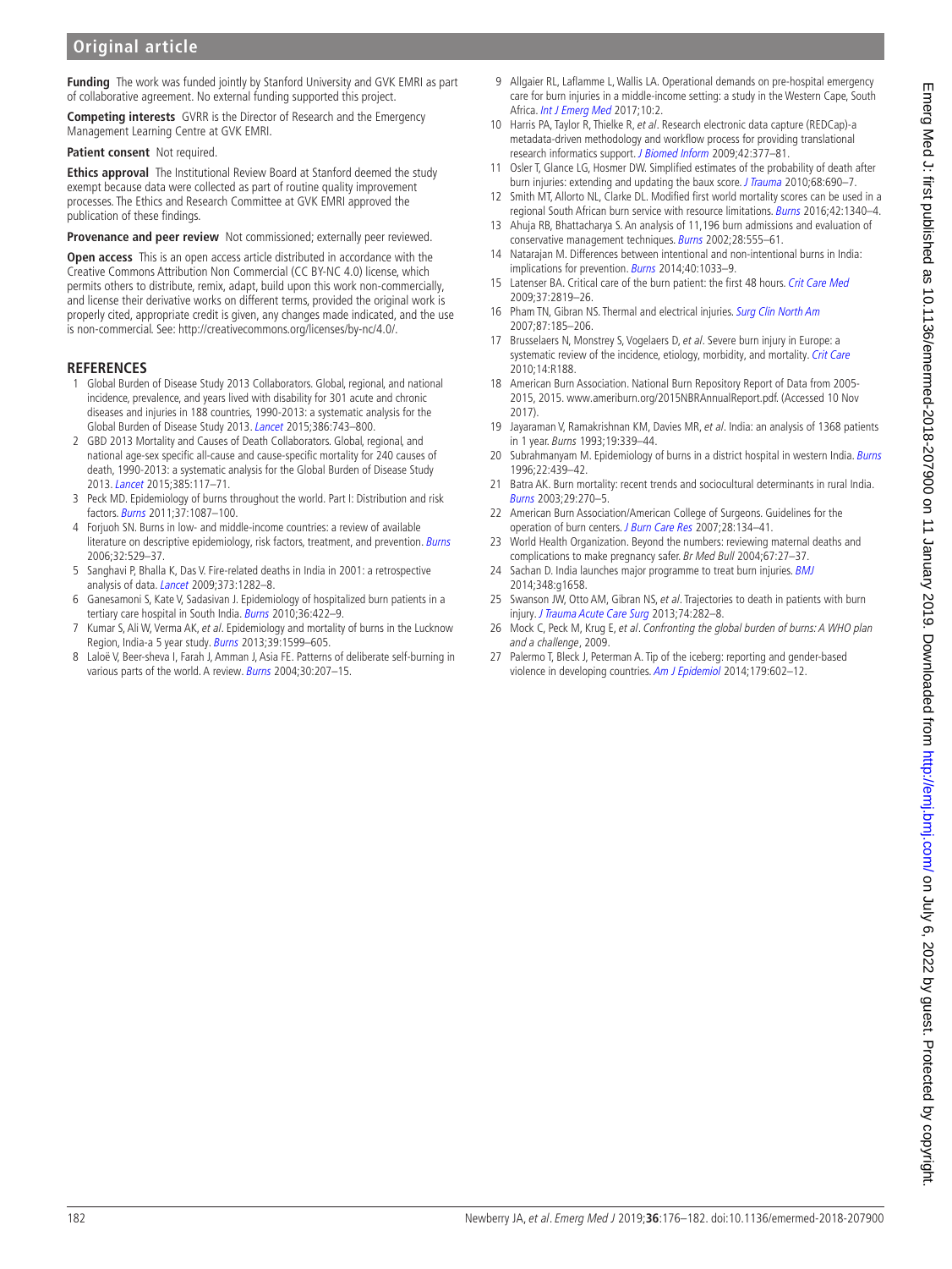**Funding** The work was funded jointly by Stanford University and GVK EMRI as part of collaborative agreement. No external funding supported this project.

**Competing interests** GVRR is the Director of Research and the Emergency Management Learning Centre at GVK EMRI.

**Patient consent** Not required.

**Ethics approval** The Institutional Review Board at Stanford deemed the study exempt because data were collected as part of routine quality improvement processes. The Ethics and Research Committee at GVK EMRI approved the publication of these findings.

**Provenance and peer review** Not commissioned; externally peer reviewed.

**Open access** This is an open access article distributed in accordance with the Creative Commons Attribution Non Commercial (CC BY-NC 4.0) license, which permits others to distribute, remix, adapt, build upon this work non-commercially, and license their derivative works on different terms, provided the original work is properly cited, appropriate credit is given, any changes made indicated, and the use is non-commercial. See: http://creativecommons.org/licenses/by-nc/4.0/.

## REFERENCES

1. Global Burden of Disease Study 2013 Collaborators. Global, regional, and national incidence, prevalence, and years lived with disability for 301 acute and chronic diseases and injuries in 188 countries, 1990-2013: a systematic analysis for the Global Burden of Disease Study 2013. *Lancet* 2015;386:743–800.
2. GBD 2013 Mortality and Causes of Death Collaborators. Global, regional, and national age-sex specific all-cause and cause-specific mortality for 240 causes of death, 1990-2013: a systematic analysis for the Global Burden of Disease Study 2013. *Lancet* 2015;385:117–71.
3. Peck MD. Epidemiology of burns throughout the world. Part I: Distribution and risk factors. *Burns* 2011;37:1087–100.
4. Forjuoh SN. Burns in low- and middle-income countries: a review of available literature on descriptive epidemiology, risk factors, treatment, and prevention. *Burns* 2006;32:529–37.
5. Sanghavi P, Bhalla K, Das V. Fire-related deaths in India in 2001: a retrospective analysis of data. *Lancet* 2009;373:1282–8.
6. Ganesamoni S, Kate V, Sadasivan J. Epidemiology of hospitalized burn patients in a tertiary care hospital in South India. *Burns* 2010;36:422–9.
7. Kumar S, Ali W, Verma AK, *et al*. Epidemiology and mortality of burns in the Lucknow Region, India-a 5 year study. *Burns* 2013;39:1599–605.
8. Laloë V, Beer-sheva I, Farah J, Amman J, Asia FE. Patterns of deliberate self-burning in various parts of the world. A review. *Burns* 2004;30:207–15.
9. Allgaier RL, Laflamme L, Wallis LA. Operational demands on pre-hospital emergency care for burn injuries in a middle-income setting: a study in the Western Cape, South Africa. *Int J Emerg Med* 2017;10:2.
10. Harris PA, Taylor R, Thielke R, *et al*. Research electronic data capture (REDCap)-a metadata-driven methodology and workflow process for providing translational research informatics support. *J Biomed Inform* 2009;42:377–81.
11. Osler T, Glance LG, Hosmer DW. Simplified estimates of the probability of death after burn injuries: extending and updating the baux score. *J Trauma* 2010;68:690–7.
12. Smith MT, Allorto NL, Clarke DL. Modified first world mortality scores can be used in a regional South African burn service with resource limitations. *Burns* 2016;42:1340–4.
13. Ahuja RB, Bhattacharya S. An analysis of 11,196 burn admissions and evaluation of conservative management techniques. *Burns* 2002;28:555–61.
14. Natarajan M. Differences between intentional and non-intentional burns in India: implications for prevention. *Burns* 2014;40:1033–9.
15. Latenser BA. Critical care of the burn patient: the first 48 hours. *Crit Care Med* 2009;37:2819–26.
16. Pham TN, Gibran NS. Thermal and electrical injuries. *Surg Clin North Am* 2007;87:185–206.
17. Brusselaers N, Monstrey S, Vogelaers D, *et al*. Severe burn injury in Europe: a systematic review of the incidence, etiology, morbidity, and mortality. *Crit Care* 2010;14:R188.
18. American Burn Association. National Burn Repository Report of Data from 2005-2015, 2015. www.ameriburn.org/2015NBRAnnualReport.pdf. (Accessed 10 Nov 2017).
19. Jayaraman V, Ramakrishnan KM, Davies MR, *et al*. India: an analysis of 1368 patients in 1 year. *Burns* 1993;19:339–44.
20. Subrahmanyam M. Epidemiology of burns in a district hospital in western India. *Burns* 1996;22:439–42.
21. Batra AK. Burn mortality: recent trends and sociocultural determinants in rural India. *Burns* 2003;29:270–5.
22. American Burn Association/American College of Surgeons. Guidelines for the operation of burn centers. *J Burn Care Res* 2007;28:134–41.
23. World Health Organization. Beyond the numbers: reviewing maternal deaths and complications to make pregnancy safer. *Br Med Bull* 2004;67:27–37.
24. Sachan D. India launches major programme to treat burn injuries. *BMJ* 2014;348:g1658.
25. Swanson JW, Otto AM, Gibran NS, *et al*. Trajectories to death in patients with burn injury. *J Trauma Acute Care Surg* 2013;74:282–8.
26. Mock C, Peck M, Krug E, *et al*. *Confronting the global burden of burns: A WHO plan and a challenge*, 2009.
27. Palermo T, Bleck J, Peterman A. Tip of the iceberg: reporting and gender-based violence in developing countries. *Am J Epidemiol* 2014;179:602–12.